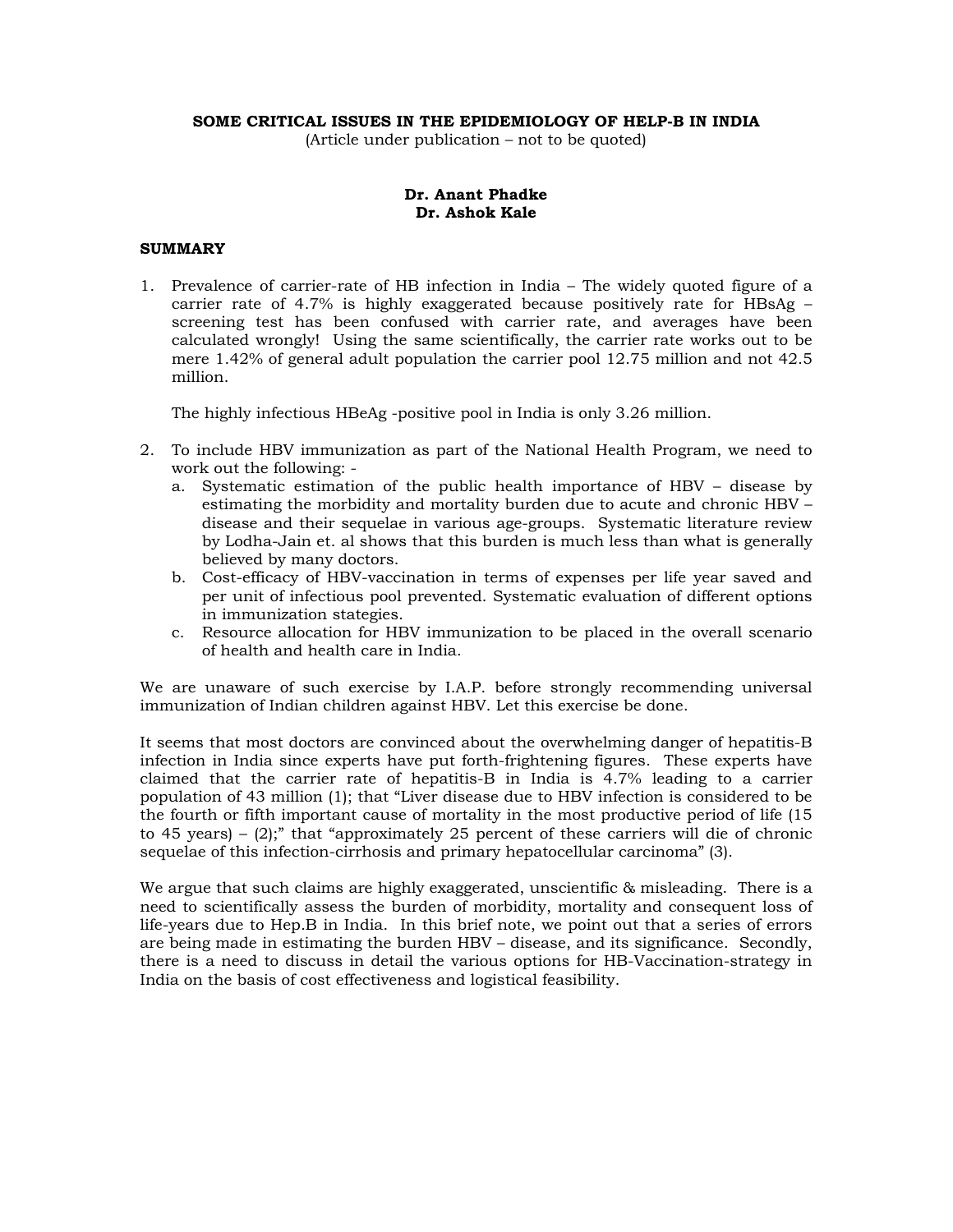**SOME CRITICAL ISSUES IN THE EPIDEMIOLOGY OF HELP-B IN INDIA**

(Article under publication – not to be quoted)

**Dr. Anant Phadke**
**Dr. Ashok Kale**

**SUMMARY**

1. Prevalence of carrier-rate of HB infection in India – The widely quoted figure of a carrier rate of 4.7% is highly exaggerated because positively rate for HBsAg – screening test has been confused with carrier rate, and averages have been calculated wrongly! Using the same scientifically, the carrier rate works out to be mere 1.42% of general adult population the carrier pool 12.75 million and not 42.5 million.

   The highly infectious HBeAg -positive pool in India is only 3.26 million.

2. To include HBV immunization as part of the National Health Program, we need to work out the following: -
   a. Systematic estimation of the public health importance of HBV – disease by estimating the morbidity and mortality burden due to acute and chronic HBV – disease and their sequelae in various age-groups. Systematic literature review by Lodha-Jain et. al shows that this burden is much less than what is generally believed by many doctors.
   b. Cost-efficacy of HBV-vaccination in terms of expenses per life year saved and per unit of infectious pool prevented. Systematic evaluation of different options in immunization stategies.
   c. Resource allocation for HBV immunization to be placed in the overall scenario of health and health care in India.

We are unaware of such exercise by I.A.P. before strongly recommending universal immunization of Indian children against HBV. Let this exercise be done.

It seems that most doctors are convinced about the overwhelming danger of hepatitis-B infection in India since experts have put forth-frightening figures. These experts have claimed that the carrier rate of hepatitis-B in India is 4.7% leading to a carrier population of 43 million (1); that "Liver disease due to HBV infection is considered to be the fourth or fifth important cause of mortality in the most productive period of life (15 to 45 years) – (2);" that "approximately 25 percent of these carriers will die of chronic sequelae of this infection-cirrhosis and primary hepatocellular carcinoma" (3).

We argue that such claims are highly exaggerated, unscientific & misleading. There is a need to scientifically assess the burden of morbidity, mortality and consequent loss of life-years due to Hep.B in India. In this brief note, we point out that a series of errors are being made in estimating the burden HBV – disease, and its significance. Secondly, there is a need to discuss in detail the various options for HB-Vaccination-strategy in India on the basis of cost effectiveness and logistical feasibility.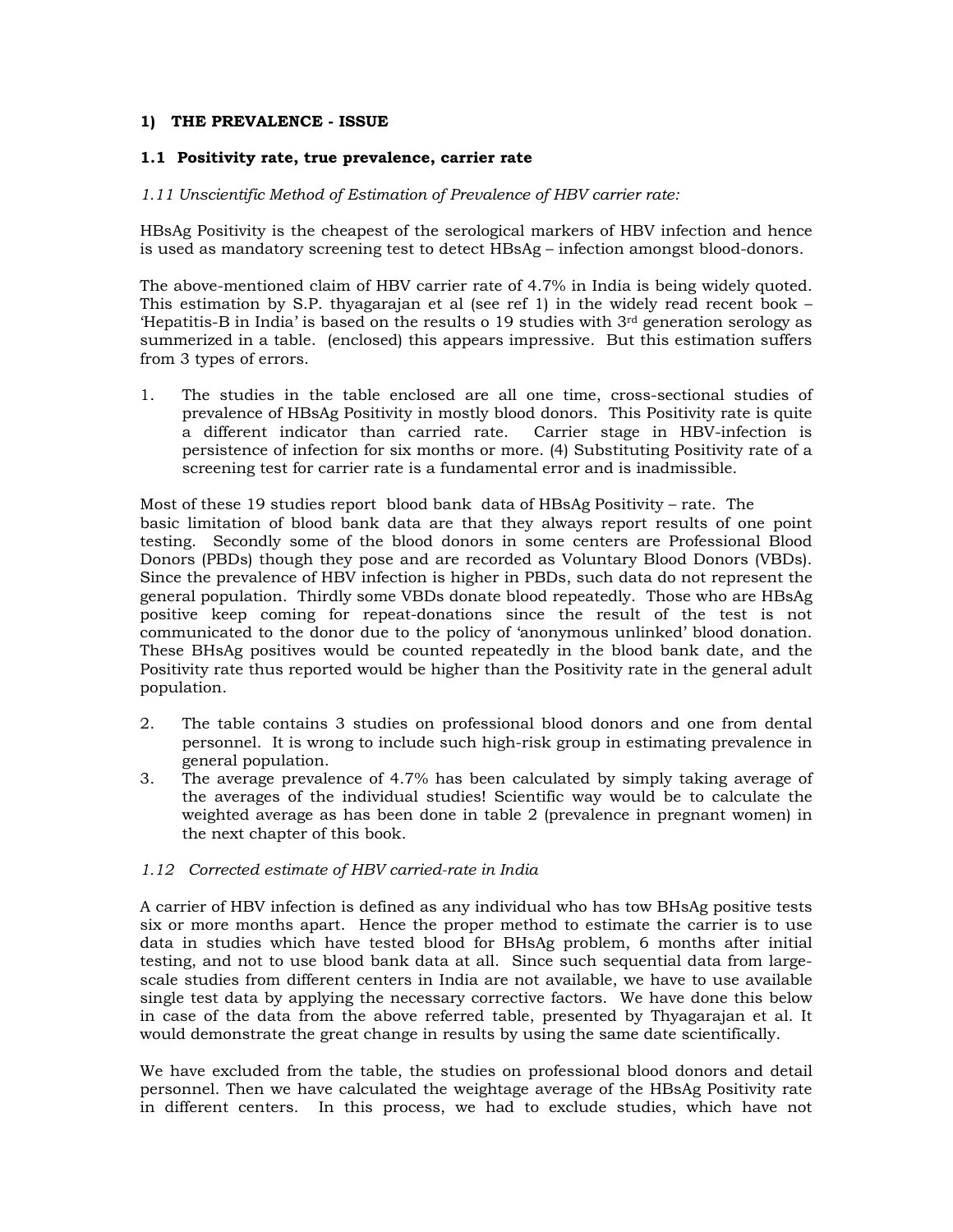## 1) THE PREVALENCE - ISSUE

### 1.1 Positivity rate, true prevalence, carrier rate

*1.11 Unscientific Method of Estimation of Prevalence of HBV carrier rate:*

HBsAg Positivity is the cheapest of the serological markers of HBV infection and hence is used as mandatory screening test to detect HBsAg – infection amongst blood-donors.

The above-mentioned claim of HBV carrier rate of 4.7% in India is being widely quoted. This estimation by S.P. thyagarajan et al (see ref 1) in the widely read recent book – 'Hepatitis-B in India' is based on the results o 19 studies with 3rd generation serology as summerized in a table. (enclosed) this appears impressive. But this estimation suffers from 3 types of errors.

1. The studies in the table enclosed are all one time, cross-sectional studies of prevalence of HBsAg Positivity in mostly blood donors. This Positivity rate is quite a different indicator than carried rate. Carrier stage in HBV-infection is persistence of infection for six months or more. (4) Substituting Positivity rate of a screening test for carrier rate is a fundamental error and is inadmissible.

Most of these 19 studies report blood bank data of HBsAg Positivity – rate. The basic limitation of blood bank data are that they always report results of one point testing. Secondly some of the blood donors in some centers are Professional Blood Donors (PBDs) though they pose and are recorded as Voluntary Blood Donors (VBDs). Since the prevalence of HBV infection is higher in PBDs, such data do not represent the general population. Thirdly some VBDs donate blood repeatedly. Those who are HBsAg positive keep coming for repeat-donations since the result of the test is not communicated to the donor due to the policy of 'anonymous unlinked' blood donation. These BHsAg positives would be counted repeatedly in the blood bank date, and the Positivity rate thus reported would be higher than the Positivity rate in the general adult population.

2. The table contains 3 studies on professional blood donors and one from dental personnel. It is wrong to include such high-risk group in estimating prevalence in general population.
3. The average prevalence of 4.7% has been calculated by simply taking average of the averages of the individual studies! Scientific way would be to calculate the weighted average as has been done in table 2 (prevalence in pregnant women) in the next chapter of this book.

*1.12 Corrected estimate of HBV carried-rate in India*

A carrier of HBV infection is defined as any individual who has tow BHsAg positive tests six or more months apart. Hence the proper method to estimate the carrier is to use data in studies which have tested blood for BHsAg problem, 6 months after initial testing, and not to use blood bank data at all. Since such sequential data from large-scale studies from different centers in India are not available, we have to use available single test data by applying the necessary corrective factors. We have done this below in case of the data from the above referred table, presented by Thyagarajan et al. It would demonstrate the great change in results by using the same date scientifically.

We have excluded from the table, the studies on professional blood donors and detail personnel. Then we have calculated the weightage average of the HBsAg Positivity rate in different centers. In this process, we had to exclude studies, which have not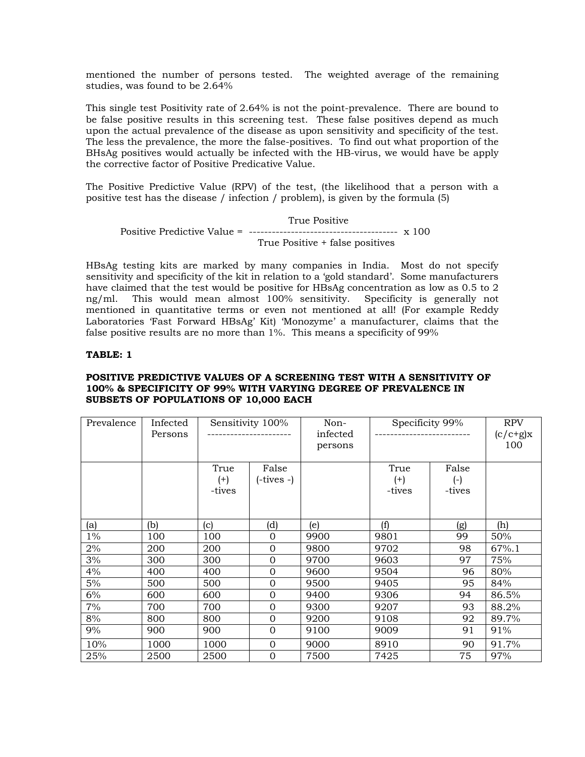mentioned the number of persons tested. The weighted average of the remaining studies, was found to be 2.64%

This single test Positivity rate of 2.64% is not the point-prevalence. There are bound to be false positive results in this screening test. These false positives depend as much upon the actual prevalence of the disease as upon sensitivity and specificity of the test. The less the prevalence, the more the false-positives. To find out what proportion of the BHsAg positives would actually be infected with the HB-virus, we would have be apply the corrective factor of Positive Predicative Value.

The Positive Predictive Value (RPV) of the test, (the likelihood that a person with a positive test has the disease / infection / problem), is given by the formula (5)

$$\text{Positive Predictive Value} = \frac{\text{True Positive}}{\text{True Positive + false positives}} \times 100$$

HBsAg testing kits are marked by many companies in India. Most do not specify sensitivity and specificity of the kit in relation to a 'gold standard'. Some manufacturers have claimed that the test would be positive for HBsAg concentration as low as 0.5 to 2 ng/ml. This would mean almost 100% sensitivity. Specificity is generally not mentioned in quantitative terms or even not mentioned at all! (For example Reddy Laboratories 'Fast Forward HBsAg' Kit) 'Monozyme' a manufacturer, claims that the false positive results are no more than 1%. This means a specificity of 99%

**TABLE: 1**

**POSITIVE PREDICTIVE VALUES OF A SCREENING TEST WITH A SENSITIVITY OF 100% & SPECIFICITY OF 99% WITH VARYING DEGREE OF PREVALENCE IN SUBSETS OF POPULATIONS OF 10,000 EACH**

| Prevalence | Infected Persons | Sensitivity 100% | | Non-infected persons | Specificity 99% | | RPV (c/c+g)x 100 |
|---|---|---|---|---|---|---|---|
| | | True (+) -tives | False (-tives -) | | True (+) -tives | False (-) -tives | |
| (a) | (b) | (c) | (d) | (e) | (f) | (g) | (h) |
| 1% | 100 | 100 | 0 | 9900 | 9801 | 99 | 50% |
| 2% | 200 | 200 | 0 | 9800 | 9702 | 98 | 67%.1 |
| 3% | 300 | 300 | 0 | 9700 | 9603 | 97 | 75% |
| 4% | 400 | 400 | 0 | 9600 | 9504 | 96 | 80% |
| 5% | 500 | 500 | 0 | 9500 | 9405 | 95 | 84% |
| 6% | 600 | 600 | 0 | 9400 | 9306 | 94 | 86.5% |
| 7% | 700 | 700 | 0 | 9300 | 9207 | 93 | 88.2% |
| 8% | 800 | 800 | 0 | 9200 | 9108 | 92 | 89.7% |
| 9% | 900 | 900 | 0 | 9100 | 9009 | 91 | 91% |
| 10% | 1000 | 1000 | 0 | 9000 | 8910 | 90 | 91.7% |
| 25% | 2500 | 2500 | 0 | 7500 | 7425 | 75 | 97% |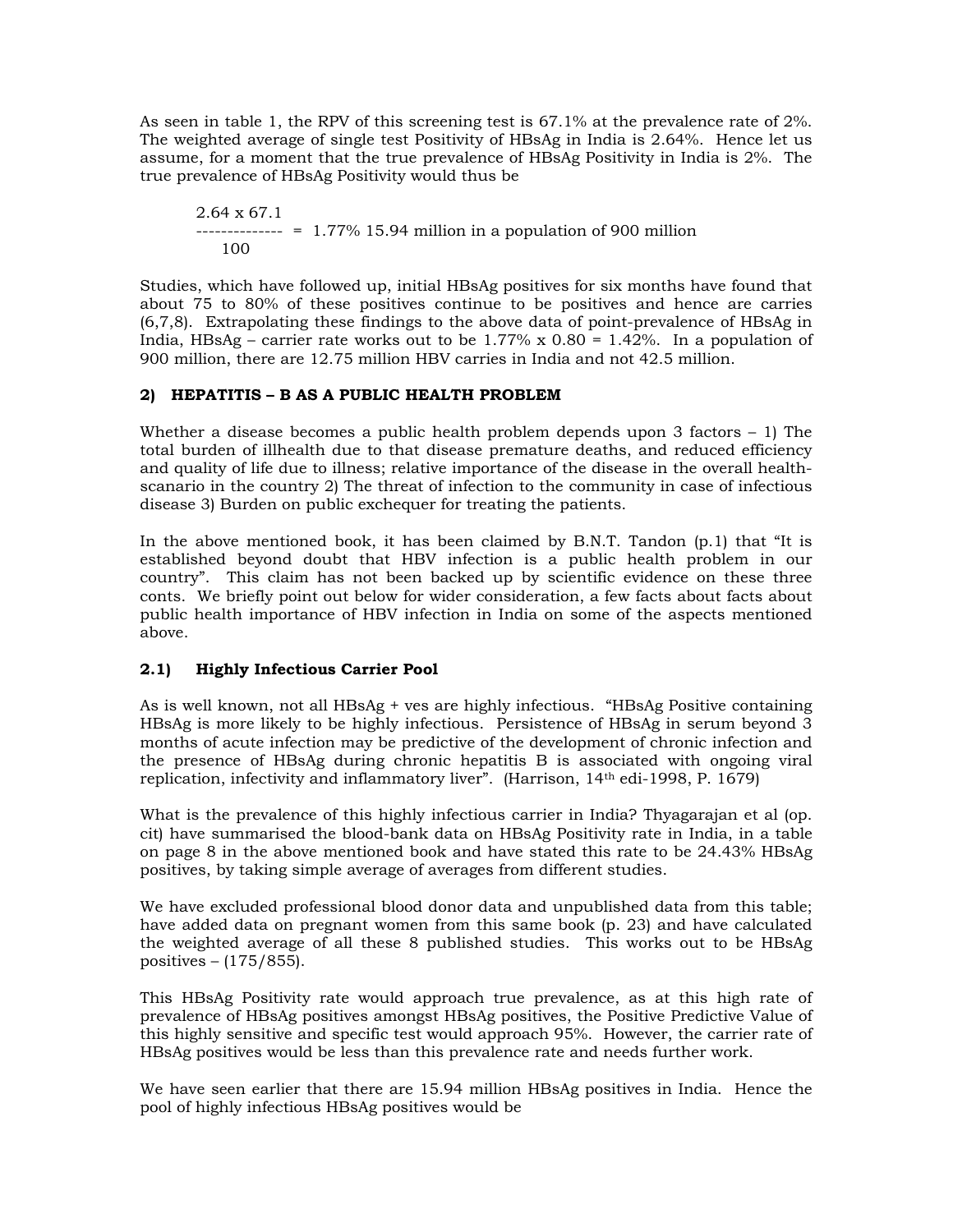As seen in table 1, the RPV of this screening test is 67.1% at the prevalence rate of 2%. The weighted average of single test Positivity of HBsAg in India is 2.64%. Hence let us assume, for a moment that the true prevalence of HBsAg Positivity in India is 2%. The true prevalence of HBsAg Positivity would thus be

$$\frac{2.64 \times 67.1}{100} = 1.77\%$$ 15.94 million in a population of 900 million

Studies, which have followed up, initial HBsAg positives for six months have found that about 75 to 80% of these positives continue to be positives and hence are carries (6,7,8). Extrapolating these findings to the above data of point-prevalence of HBsAg in India, HBsAg – carrier rate works out to be 1.77% x 0.80 = 1.42%. In a population of 900 million, there are 12.75 million HBV carries in India and not 42.5 million.

## 2) HEPATITIS – B AS A PUBLIC HEALTH PROBLEM

Whether a disease becomes a public health problem depends upon 3 factors – 1) The total burden of illhealth due to that disease premature deaths, and reduced efficiency and quality of life due to illness; relative importance of the disease in the overall health-scanario in the country 2) The threat of infection to the community in case of infectious disease 3) Burden on public exchequer for treating the patients.

In the above mentioned book, it has been claimed by B.N.T. Tandon (p.1) that "It is established beyond doubt that HBV infection is a public health problem in our country". This claim has not been backed up by scientific evidence on these three conts. We briefly point out below for wider consideration, a few facts about facts about public health importance of HBV infection in India on some of the aspects mentioned above.

### 2.1) Highly Infectious Carrier Pool

As is well known, not all HBsAg + ves are highly infectious. "HBsAg Positive containing HBsAg is more likely to be highly infectious. Persistence of HBsAg in serum beyond 3 months of acute infection may be predictive of the development of chronic infection and the presence of HBsAg during chronic hepatitis B is associated with ongoing viral replication, infectivity and inflammatory liver". (Harrison, 14th edi-1998, P. 1679)

What is the prevalence of this highly infectious carrier in India? Thyagarajan et al (op. cit) have summarised the blood-bank data on HBsAg Positivity rate in India, in a table on page 8 in the above mentioned book and have stated this rate to be 24.43% HBsAg positives, by taking simple average of averages from different studies.

We have excluded professional blood donor data and unpublished data from this table; have added data on pregnant women from this same book (p. 23) and have calculated the weighted average of all these 8 published studies. This works out to be HBsAg positives – (175/855).

This HBsAg Positivity rate would approach true prevalence, as at this high rate of prevalence of HBsAg positives amongst HBsAg positives, the Positive Predictive Value of this highly sensitive and specific test would approach 95%. However, the carrier rate of HBsAg positives would be less than this prevalence rate and needs further work.

We have seen earlier that there are 15.94 million HBsAg positives in India. Hence the pool of highly infectious HBsAg positives would be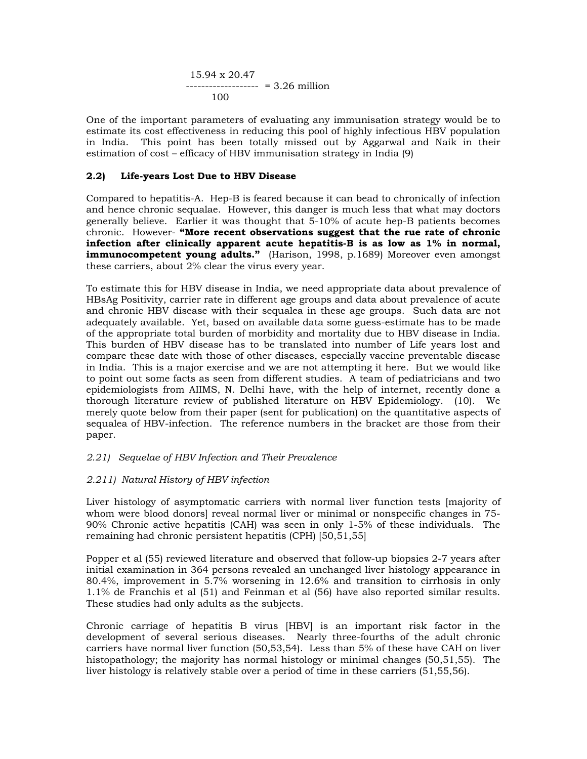$$\frac{15.94 \times 20.47}{100} = 3.26 \text{ million}$$

One of the important parameters of evaluating any immunisation strategy would be to estimate its cost effectiveness in reducing this pool of highly infectious HBV population in India. This point has been totally missed out by Aggarwal and Naik in their estimation of cost – efficacy of HBV immunisation strategy in India (9)

### 2.2) Life-years Lost Due to HBV Disease

Compared to hepatitis-A. Hep-B is feared because it can bead to chronically of infection and hence chronic sequalae. However, this danger is much less that what may doctors generally believe. Earlier it was thought that 5-10% of acute hep-B patients becomes chronic. However- **"More recent observations suggest that the rue rate of chronic infection after clinically apparent acute hepatitis-B is as low as 1% in normal, immunocompetent young adults."** (Harison, 1998, p.1689) Moreover even amongst these carriers, about 2% clear the virus every year.

To estimate this for HBV disease in India, we need appropriate data about prevalence of HBsAg Positivity, carrier rate in different age groups and data about prevalence of acute and chronic HBV disease with their sequalea in these age groups. Such data are not adequately available. Yet, based on available data some guess-estimate has to be made of the appropriate total burden of morbidity and mortality due to HBV disease in India. This burden of HBV disease has to be translated into number of Life years lost and compare these date with those of other diseases, especially vaccine preventable disease in India. This is a major exercise and we are not attempting it here. But we would like to point out some facts as seen from different studies. A team of pediatricians and two epidemiologists from AIIMS, N. Delhi have, with the help of internet, recently done a thorough literature review of published literature on HBV Epidemiology. (10). We merely quote below from their paper (sent for publication) on the quantitative aspects of sequalea of HBV-infection. The reference numbers in the bracket are those from their paper.

*2.21) Sequelae of HBV Infection and Their Prevalence*

*2.211) Natural History of HBV infection*

Liver histology of asymptomatic carriers with normal liver function tests [majority of whom were blood donors] reveal normal liver or minimal or nonspecific changes in 75-90% Chronic active hepatitis (CAH) was seen in only 1-5% of these individuals. The remaining had chronic persistent hepatitis (CPH) [50,51,55]

Popper et al (55) reviewed literature and observed that follow-up biopsies 2-7 years after initial examination in 364 persons revealed an unchanged liver histology appearance in 80.4%, improvement in 5.7% worsening in 12.6% and transition to cirrhosis in only 1.1% de Franchis et al (51) and Feinman et al (56) have also reported similar results. These studies had only adults as the subjects.

Chronic carriage of hepatitis B virus [HBV] is an important risk factor in the development of several serious diseases. Nearly three-fourths of the adult chronic carriers have normal liver function (50,53,54). Less than 5% of these have CAH on liver histopathology; the majority has normal histology or minimal changes (50,51,55). The liver histology is relatively stable over a period of time in these carriers (51,55,56).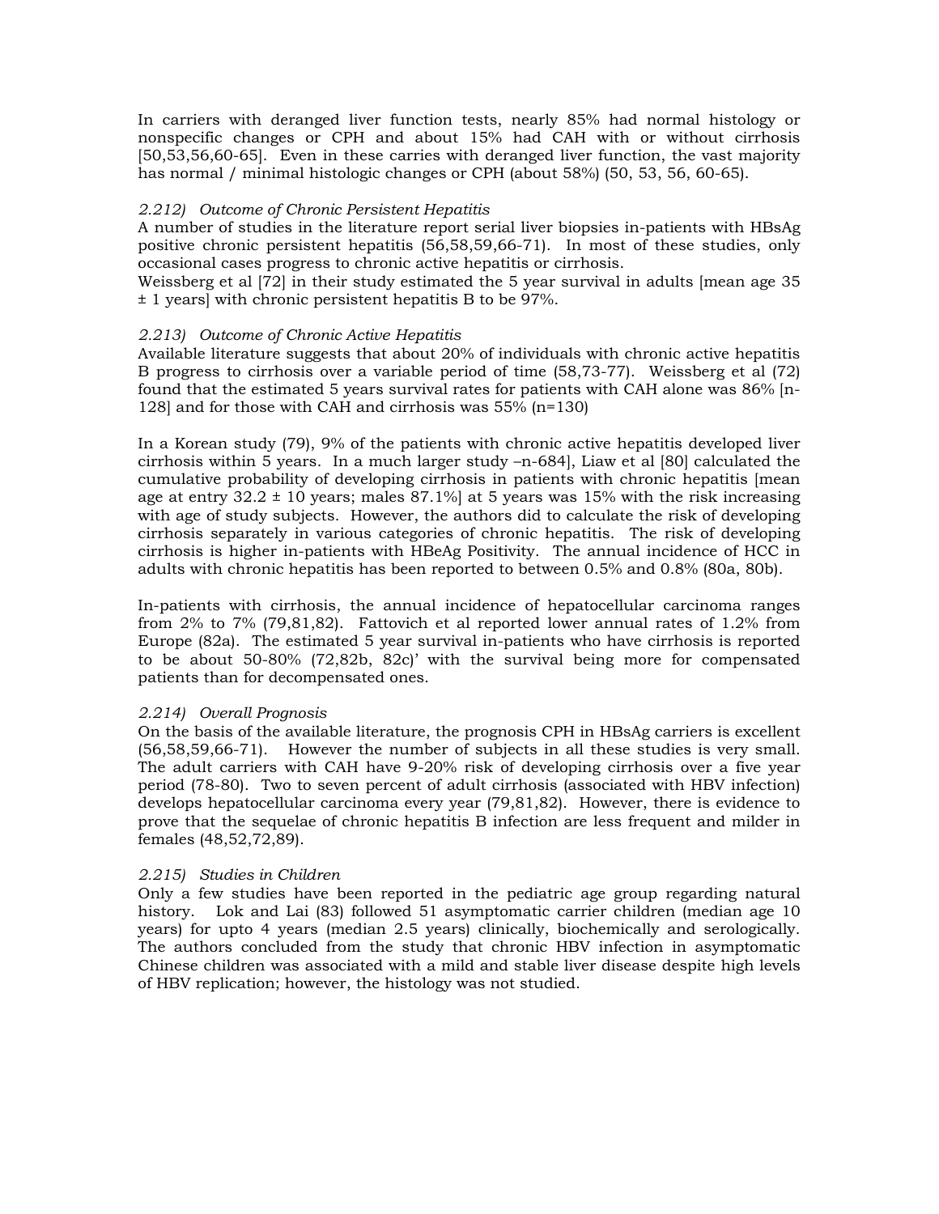In carriers with deranged liver function tests, nearly 85% had normal histology or nonspecific changes or CPH and about 15% had CAH with or without cirrhosis [50,53,56,60-65]. Even in these carries with deranged liver function, the vast majority has normal / minimal histologic changes or CPH (about 58%) (50, 53, 56, 60-65).

*2.212) Outcome of Chronic Persistent Hepatitis*

A number of studies in the literature report serial liver biopsies in-patients with HBsAg positive chronic persistent hepatitis (56,58,59,66-71). In most of these studies, only occasional cases progress to chronic active hepatitis or cirrhosis.

Weissberg et al [72] in their study estimated the 5 year survival in adults [mean age 35 ± 1 years] with chronic persistent hepatitis B to be 97%.

*2.213) Outcome of Chronic Active Hepatitis*

Available literature suggests that about 20% of individuals with chronic active hepatitis B progress to cirrhosis over a variable period of time (58,73-77). Weissberg et al (72) found that the estimated 5 years survival rates for patients with CAH alone was 86% [n-128] and for those with CAH and cirrhosis was 55% (n=130)

In a Korean study (79), 9% of the patients with chronic active hepatitis developed liver cirrhosis within 5 years. In a much larger study –n-684], Liaw et al [80] calculated the cumulative probability of developing cirrhosis in patients with chronic hepatitis [mean age at entry 32.2 ± 10 years; males 87.1%] at 5 years was 15% with the risk increasing with age of study subjects. However, the authors did to calculate the risk of developing cirrhosis separately in various categories of chronic hepatitis. The risk of developing cirrhosis is higher in-patients with HBeAg Positivity. The annual incidence of HCC in adults with chronic hepatitis has been reported to between 0.5% and 0.8% (80a, 80b).

In-patients with cirrhosis, the annual incidence of hepatocellular carcinoma ranges from 2% to 7% (79,81,82). Fattovich et al reported lower annual rates of 1.2% from Europe (82a). The estimated 5 year survival in-patients who have cirrhosis is reported to be about 50-80% (72,82b, 82c)' with the survival being more for compensated patients than for decompensated ones.

*2.214) Overall Prognosis*

On the basis of the available literature, the prognosis CPH in HBsAg carriers is excellent (56,58,59,66-71). However the number of subjects in all these studies is very small. The adult carriers with CAH have 9-20% risk of developing cirrhosis over a five year period (78-80). Two to seven percent of adult cirrhosis (associated with HBV infection) develops hepatocellular carcinoma every year (79,81,82). However, there is evidence to prove that the sequelae of chronic hepatitis B infection are less frequent and milder in females (48,52,72,89).

*2.215) Studies in Children*

Only a few studies have been reported in the pediatric age group regarding natural history. Lok and Lai (83) followed 51 asymptomatic carrier children (median age 10 years) for upto 4 years (median 2.5 years) clinically, biochemically and serologically. The authors concluded from the study that chronic HBV infection in asymptomatic Chinese children was associated with a mild and stable liver disease despite high levels of HBV replication; however, the histology was not studied.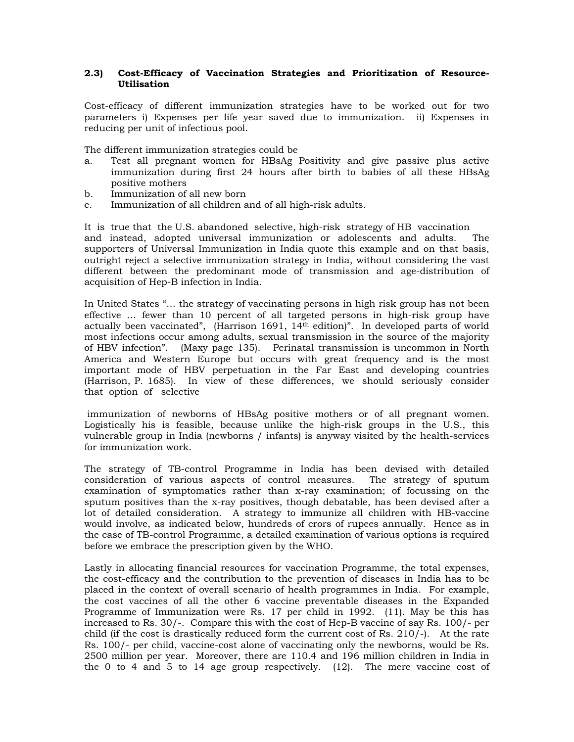### 2.3) Cost-Efficacy of Vaccination Strategies and Prioritization of Resource-Utilisation

Cost-efficacy of different immunization strategies have to be worked out for two parameters i) Expenses per life year saved due to immunization. ii) Expenses in reducing per unit of infectious pool.

The different immunization strategies could be

a. Test all pregnant women for HBsAg Positivity and give passive plus active immunization during first 24 hours after birth to babies of all these HBsAg positive mothers
b. Immunization of all new born
c. Immunization of all children and of all high-risk adults.

It is true that the U.S. abandoned selective, high-risk strategy of HB vaccination and instead, adopted universal immunization or adolescents and adults. The supporters of Universal Immunization in India quote this example and on that basis, outright reject a selective immunization strategy in India, without considering the vast different between the predominant mode of transmission and age-distribution of acquisition of Hep-B infection in India.

In United States "… the strategy of vaccinating persons in high risk group has not been effective … fewer than 10 percent of all targeted persons in high-risk group have actually been vaccinated", (Harrison 1691, 14th edition)". In developed parts of world most infections occur among adults, sexual transmission in the source of the majority of HBV infection". (Maxy page 135). Perinatal transmission is uncommon in North America and Western Europe but occurs with great frequency and is the most important mode of HBV perpetuation in the Far East and developing countries (Harrison, P. 1685). In view of these differences, we should seriously consider that option of selective immunization of newborns of HBsAg positive mothers or of all pregnant women. Logistically his is feasible, because unlike the high-risk groups in the U.S., this vulnerable group in India (newborns / infants) is anyway visited by the health-services for immunization work.

The strategy of TB-control Programme in India has been devised with detailed consideration of various aspects of control measures. The strategy of sputum examination of symptomatics rather than x-ray examination; of focussing on the sputum positives than the x-ray positives, though debatable, has been devised after a lot of detailed consideration. A strategy to immunize all children with HB-vaccine would involve, as indicated below, hundreds of crors of rupees annually. Hence as in the case of TB-control Programme, a detailed examination of various options is required before we embrace the prescription given by the WHO.

Lastly in allocating financial resources for vaccination Programme, the total expenses, the cost-efficacy and the contribution to the prevention of diseases in India has to be placed in the context of overall scenario of health programmes in India. For example, the cost vaccines of all the other 6 vaccine preventable diseases in the Expanded Programme of Immunization were Rs. 17 per child in 1992. (11). May be this has increased to Rs. 30/-. Compare this with the cost of Hep-B vaccine of say Rs. 100/- per child (if the cost is drastically reduced form the current cost of Rs. 210/-). At the rate Rs. 100/- per child, vaccine-cost alone of vaccinating only the newborns, would be Rs. 2500 million per year. Moreover, there are 110.4 and 196 million children in India in the 0 to 4 and 5 to 14 age group respectively. (12). The mere vaccine cost of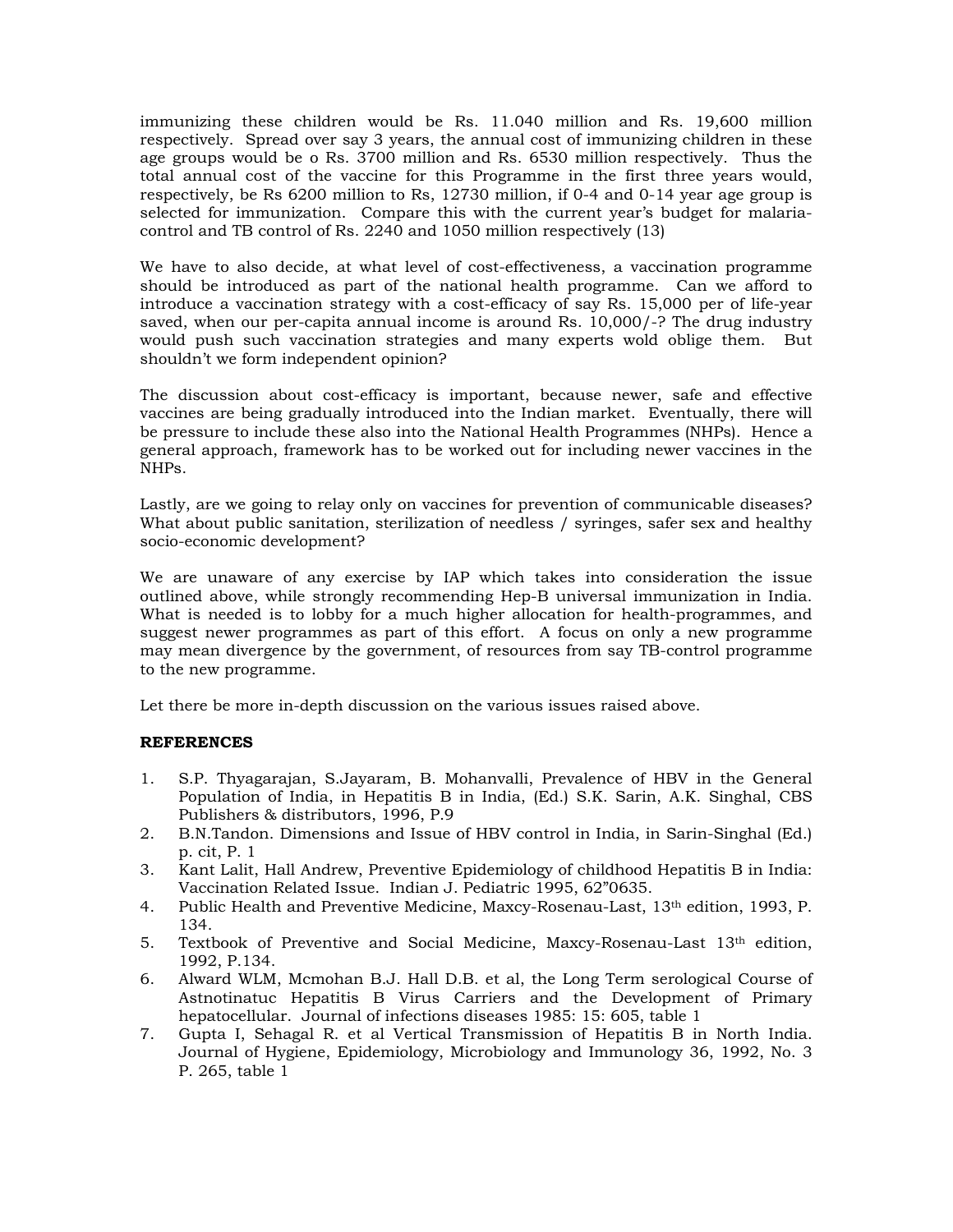immunizing these children would be Rs. 11.040 million and Rs. 19,600 million respectively. Spread over say 3 years, the annual cost of immunizing children in these age groups would be o Rs. 3700 million and Rs. 6530 million respectively. Thus the total annual cost of the vaccine for this Programme in the first three years would, respectively, be Rs 6200 million to Rs, 12730 million, if 0-4 and 0-14 year age group is selected for immunization. Compare this with the current year's budget for malaria-control and TB control of Rs. 2240 and 1050 million respectively (13)

We have to also decide, at what level of cost-effectiveness, a vaccination programme should be introduced as part of the national health programme. Can we afford to introduce a vaccination strategy with a cost-efficacy of say Rs. 15,000 per of life-year saved, when our per-capita annual income is around Rs. 10,000/-? The drug industry would push such vaccination strategies and many experts wold oblige them. But shouldn't we form independent opinion?

The discussion about cost-efficacy is important, because newer, safe and effective vaccines are being gradually introduced into the Indian market. Eventually, there will be pressure to include these also into the National Health Programmes (NHPs). Hence a general approach, framework has to be worked out for including newer vaccines in the NHPs.

Lastly, are we going to relay only on vaccines for prevention of communicable diseases? What about public sanitation, sterilization of needless / syringes, safer sex and healthy socio-economic development?

We are unaware of any exercise by IAP which takes into consideration the issue outlined above, while strongly recommending Hep-B universal immunization in India. What is needed is to lobby for a much higher allocation for health-programmes, and suggest newer programmes as part of this effort. A focus on only a new programme may mean divergence by the government, of resources from say TB-control programme to the new programme.

Let there be more in-depth discussion on the various issues raised above.

**REFERENCES**

1. S.P. Thyagarajan, S.Jayaram, B. Mohanvalli, Prevalence of HBV in the General Population of India, in Hepatitis B in India, (Ed.) S.K. Sarin, A.K. Singhal, CBS Publishers & distributors, 1996, P.9
2. B.N.Tandon. Dimensions and Issue of HBV control in India, in Sarin-Singhal (Ed.) p. cit, P. 1
3. Kant Lalit, Hall Andrew, Preventive Epidemiology of childhood Hepatitis B in India: Vaccination Related Issue. Indian J. Pediatric 1995, 62"0635.
4. Public Health and Preventive Medicine, Maxcy-Rosenau-Last, 13th edition, 1993, P. 134.
5. Textbook of Preventive and Social Medicine, Maxcy-Rosenau-Last 13th edition, 1992, P.134.
6. Alward WLM, Mcmohan B.J. Hall D.B. et al, the Long Term serological Course of Astnotinatuc Hepatitis B Virus Carriers and the Development of Primary hepatocellular. Journal of infections diseases 1985: 15: 605, table 1
7. Gupta I, Sehagal R. et al Vertical Transmission of Hepatitis B in North India. Journal of Hygiene, Epidemiology, Microbiology and Immunology 36, 1992, No. 3 P. 265, table 1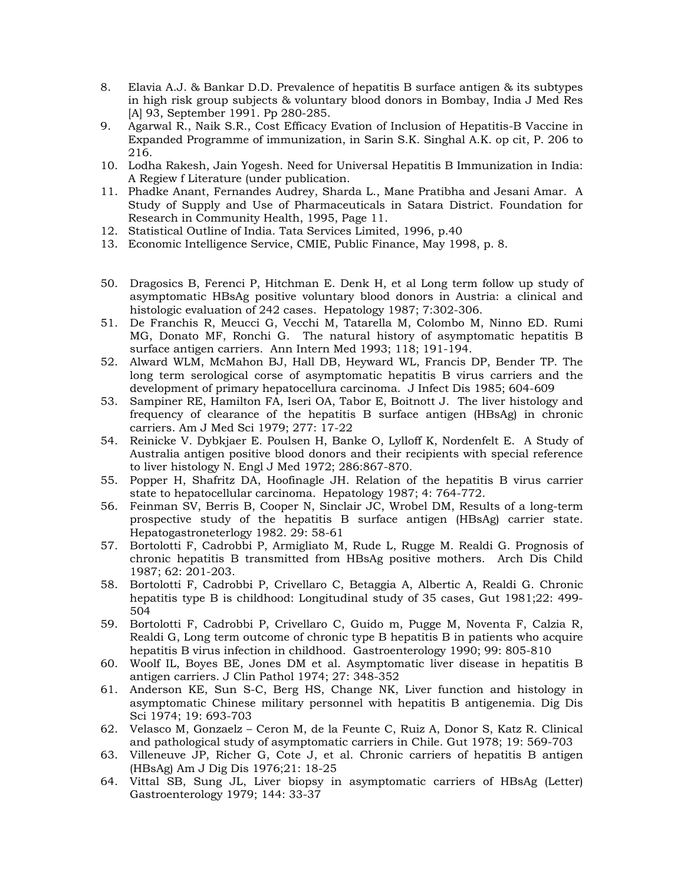8. Elavia A.J. & Bankar D.D. Prevalence of hepatitis B surface antigen & its subtypes in high risk group subjects & voluntary blood donors in Bombay, India J Med Res [A] 93, September 1991. Pp 280-285.
9. Agarwal R., Naik S.R., Cost Efficacy Evation of Inclusion of Hepatitis-B Vaccine in Expanded Programme of immunization, in Sarin S.K. Singhal A.K. op cit, P. 206 to 216.
10. Lodha Rakesh, Jain Yogesh. Need for Universal Hepatitis B Immunization in India: A Regiew f Literature (under publication.
11. Phadke Anant, Fernandes Audrey, Sharda L., Mane Pratibha and Jesani Amar. A Study of Supply and Use of Pharmaceuticals in Satara District. Foundation for Research in Community Health, 1995, Page 11.
12. Statistical Outline of India. Tata Services Limited, 1996, p.40
13. Economic Intelligence Service, CMIE, Public Finance, May 1998, p. 8.

50. Dragosics B, Ferenci P, Hitchman E. Denk H, et al Long term follow up study of asymptomatic HBsAg positive voluntary blood donors in Austria: a clinical and histologic evaluation of 242 cases. Hepatology 1987; 7:302-306.
51. De Franchis R, Meucci G, Vecchi M, Tatarella M, Colombo M, Ninno ED. Rumi MG, Donato MF, Ronchi G. The natural history of asymptomatic hepatitis B surface antigen carriers. Ann Intern Med 1993; 118; 191-194.
52. Alward WLM, McMahon BJ, Hall DB, Heyward WL, Francis DP, Bender TP. The long term serological corse of asymptomatic hepatitis B virus carriers and the development of primary hepatocellura carcinoma. J Infect Dis 1985; 604-609
53. Sampiner RE, Hamilton FA, Iseri OA, Tabor E, Boitnott J. The liver histology and frequency of clearance of the hepatitis B surface antigen (HBsAg) in chronic carriers. Am J Med Sci 1979; 277: 17-22
54. Reinicke V. Dybkjaer E. Poulsen H, Banke O, Lylloff K, Nordenfelt E. A Study of Australia antigen positive blood donors and their recipients with special reference to liver histology N. Engl J Med 1972; 286:867-870.
55. Popper H, Shafritz DA, Hoofinagle JH. Relation of the hepatitis B virus carrier state to hepatocellular carcinoma. Hepatology 1987; 4: 764-772.
56. Feinman SV, Berris B, Cooper N, Sinclair JC, Wrobel DM, Results of a long-term prospective study of the hepatitis B surface antigen (HBsAg) carrier state. Hepatogastroneterlogy 1982. 29: 58-61
57. Bortolotti F, Cadrobbi P, Armigliato M, Rude L, Rugge M. Realdi G. Prognosis of chronic hepatitis B transmitted from HBsAg positive mothers. Arch Dis Child 1987; 62: 201-203.
58. Bortolotti F, Cadrobbi P, Crivellaro C, Betaggia A, Albertic A, Realdi G. Chronic hepatitis type B is childhood: Longitudinal study of 35 cases, Gut 1981;22: 499-504
59. Bortolotti F, Cadrobbi P, Crivellaro C, Guido m, Pugge M, Noventa F, Calzia R, Realdi G, Long term outcome of chronic type B hepatitis B in patients who acquire hepatitis B virus infection in childhood. Gastroenterology 1990; 99: 805-810
60. Woolf IL, Boyes BE, Jones DM et al. Asymptomatic liver disease in hepatitis B antigen carriers. J Clin Pathol 1974; 27: 348-352
61. Anderson KE, Sun S-C, Berg HS, Change NK, Liver function and histology in asymptomatic Chinese military personnel with hepatitis B antigenemia. Dig Dis Sci 1974; 19: 693-703
62. Velasco M, Gonzaelz – Ceron M, de la Feunte C, Ruiz A, Donor S, Katz R. Clinical and pathological study of asymptomatic carriers in Chile. Gut 1978; 19: 569-703
63. Villeneuve JP, Richer G, Cote J, et al. Chronic carriers of hepatitis B antigen (HBsAg) Am J Dig Dis 1976;21: 18-25
64. Vittal SB, Sung JL, Liver biopsy in asymptomatic carriers of HBsAg (Letter) Gastroenterology 1979; 144: 33-37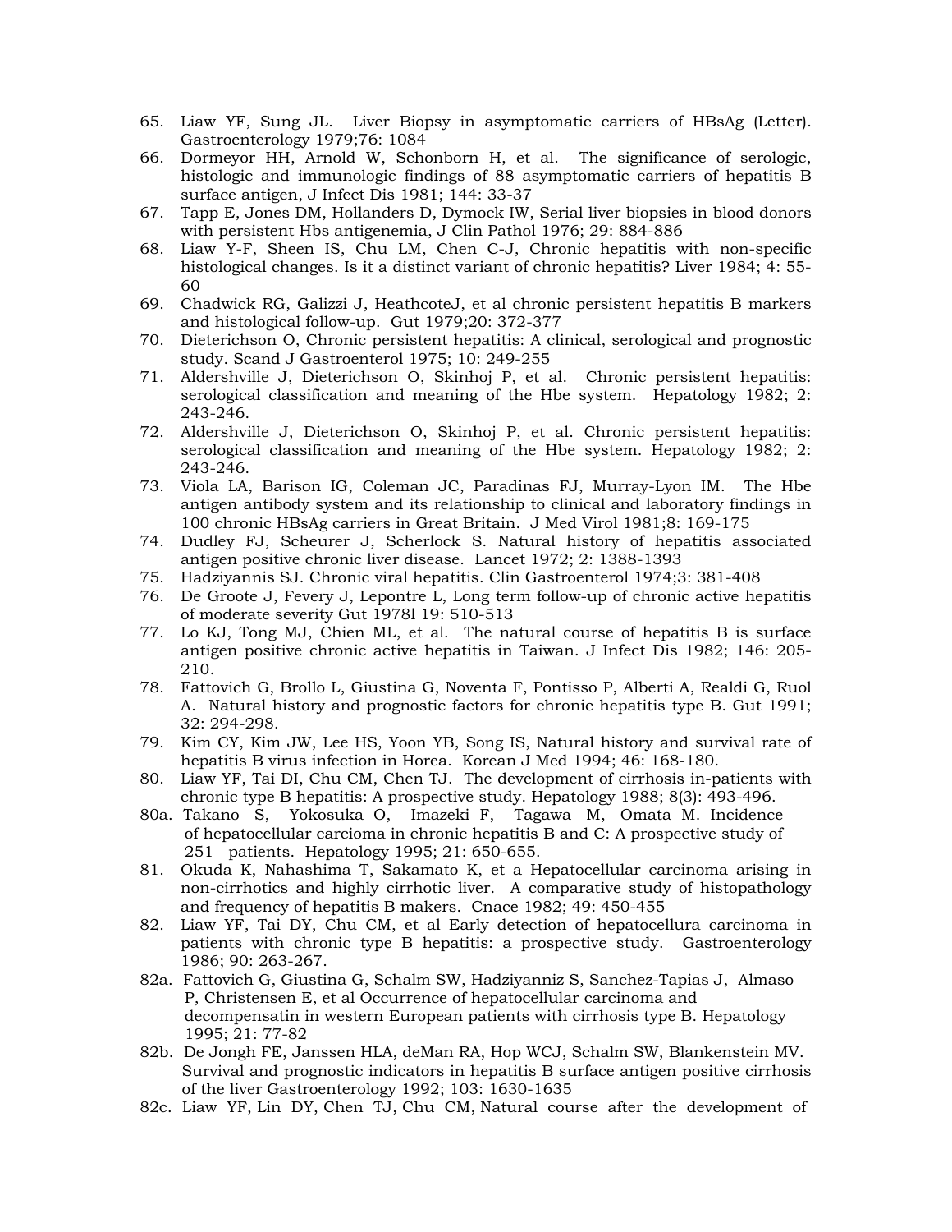65. Liaw YF, Sung JL. Liver Biopsy in asymptomatic carriers of HBsAg (Letter). Gastroenterology 1979;76: 1084
66. Dormeyor HH, Arnold W, Schonborn H, et al. The significance of serologic, histologic and immunologic findings of 88 asymptomatic carriers of hepatitis B surface antigen, J Infect Dis 1981; 144: 33-37
67. Tapp E, Jones DM, Hollanders D, Dymock IW, Serial liver biopsies in blood donors with persistent Hbs antigenemia, J Clin Pathol 1976; 29: 884-886
68. Liaw Y-F, Sheen IS, Chu LM, Chen C-J, Chronic hepatitis with non-specific histological changes. Is it a distinct variant of chronic hepatitis? Liver 1984; 4: 55-60
69. Chadwick RG, Galizzi J, HeathcoteJ, et al chronic persistent hepatitis B markers and histological follow-up. Gut 1979;20: 372-377
70. Dieterichson O, Chronic persistent hepatitis: A clinical, serological and prognostic study. Scand J Gastroenterol 1975; 10: 249-255
71. Aldershville J, Dieterichson O, Skinhoj P, et al. Chronic persistent hepatitis: serological classification and meaning of the Hbe system. Hepatology 1982; 2: 243-246.
72. Aldershville J, Dieterichson O, Skinhoj P, et al. Chronic persistent hepatitis: serological classification and meaning of the Hbe system. Hepatology 1982; 2: 243-246.
73. Viola LA, Barison IG, Coleman JC, Paradinas FJ, Murray-Lyon IM. The Hbe antigen antibody system and its relationship to clinical and laboratory findings in 100 chronic HBsAg carriers in Great Britain. J Med Virol 1981;8: 169-175
74. Dudley FJ, Scheurer J, Scherlock S. Natural history of hepatitis associated antigen positive chronic liver disease. Lancet 1972; 2: 1388-1393
75. Hadziyannis SJ. Chronic viral hepatitis. Clin Gastroenterol 1974;3: 381-408
76. De Groote J, Fevery J, Lepontre L, Long term follow-up of chronic active hepatitis of moderate severity Gut 1978l 19: 510-513
77. Lo KJ, Tong MJ, Chien ML, et al. The natural course of hepatitis B is surface antigen positive chronic active hepatitis in Taiwan. J Infect Dis 1982; 146: 205-210.
78. Fattovich G, Brollo L, Giustina G, Noventa F, Pontisso P, Alberti A, Realdi G, Ruol A. Natural history and prognostic factors for chronic hepatitis type B. Gut 1991; 32: 294-298.
79. Kim CY, Kim JW, Lee HS, Yoon YB, Song IS, Natural history and survival rate of hepatitis B virus infection in Horea. Korean J Med 1994; 46: 168-180.
80. Liaw YF, Tai DI, Chu CM, Chen TJ. The development of cirrhosis in-patients with chronic type B hepatitis: A prospective study. Hepatology 1988; 8(3): 493-496.

80a. Takano S, Yokosuka O, Imazeki F, Tagawa M, Omata M. Incidence of hepatocellular carcioma in chronic hepatitis B and C: A prospective study of 251 patients. Hepatology 1995; 21: 650-655.

81. Okuda K, Nahashima T, Sakamato K, et a Hepatocellular carcinoma arising in non-cirrhotics and highly cirrhotic liver. A comparative study of histopathology and frequency of hepatitis B makers. Cnace 1982; 49: 450-455
82. Liaw YF, Tai DY, Chu CM, et al Early detection of hepatocellura carcinoma in patients with chronic type B hepatitis: a prospective study. Gastroenterology 1986; 90: 263-267.

82a. Fattovich G, Giustina G, Schalm SW, Hadziyanniz S, Sanchez-Tapias J, Almaso P, Christensen E, et al Occurrence of hepatocellular carcinoma and decompensatin in western European patients with cirrhosis type B. Hepatology 1995; 21: 77-82

82b. De Jongh FE, Janssen HLA, deMan RA, Hop WCJ, Schalm SW, Blankenstein MV. Survival and prognostic indicators in hepatitis B surface antigen positive cirrhosis of the liver Gastroenterology 1992; 103: 1630-1635

82c. Liaw YF, Lin DY, Chen TJ, Chu CM, Natural course after the development of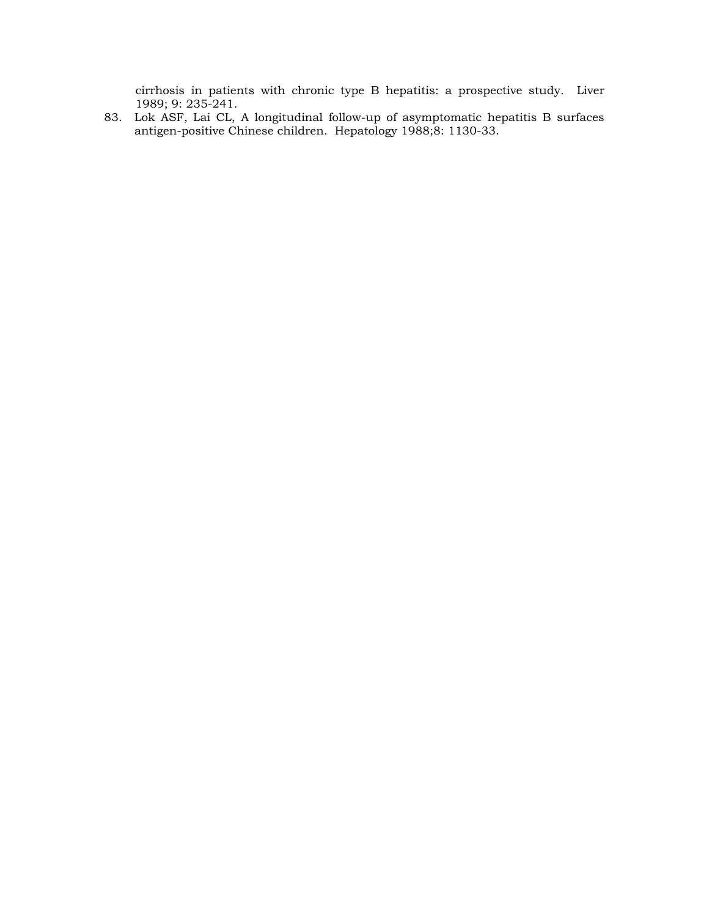cirrhosis in patients with chronic type B hepatitis: a prospective study. Liver 1989; 9: 235-241.

83. Lok ASF, Lai CL, A longitudinal follow-up of asymptomatic hepatitis B surfaces antigen-positive Chinese children. Hepatology 1988;8: 1130-33.